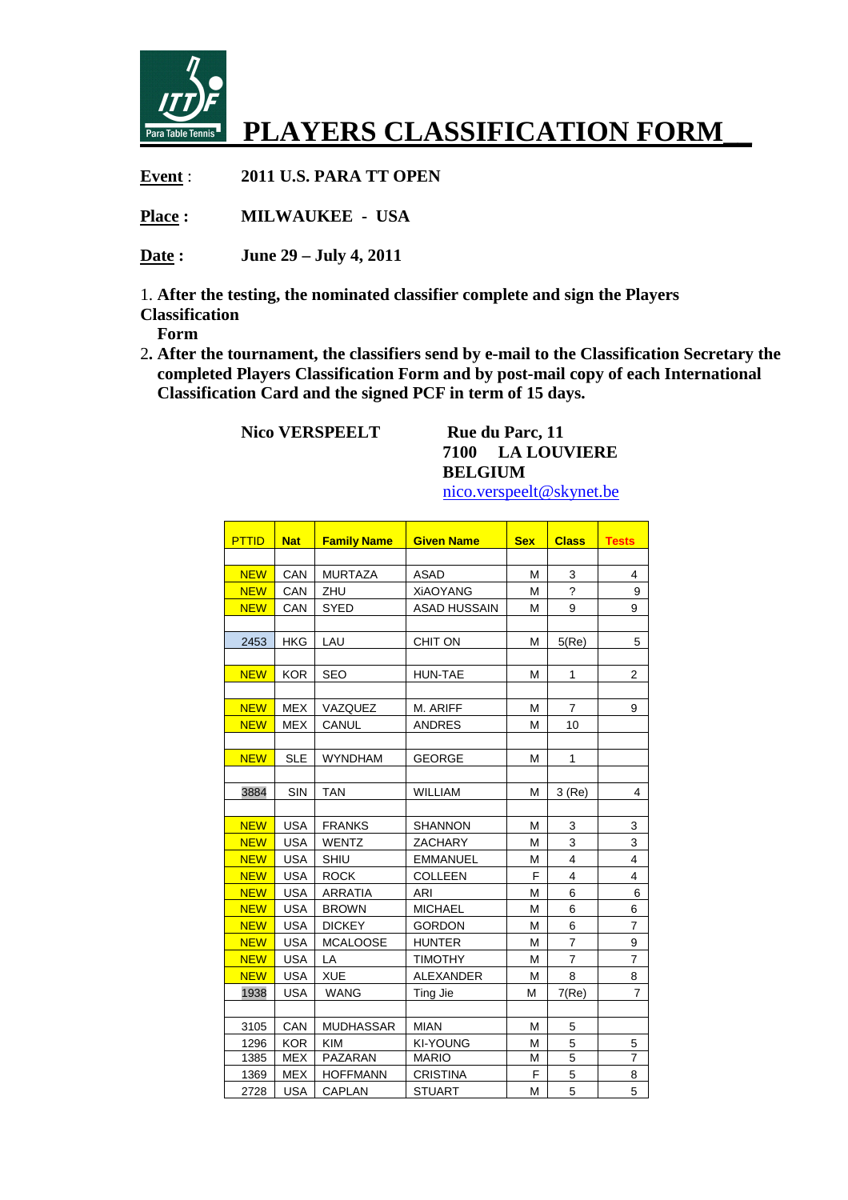# PLAYERS CLASSIFICATION FORM

**Event** : **2011 U.S. PARA TT OPEN**

**Place :** **MILWAUKEE - USA**

**Date :** **June 29 – July 4, 2011**

1. **After the testing, the nominated classifier complete and sign the Players Classification Form**
2. **After the tournament, the classifiers send by e-mail to the Classification Secretary the completed Players Classification Form and by post-mail copy of each International Classification Card and the signed PCF in term of 15 days.**

**Nico VERSPEELT**

**Rue du Parc, 11**
**7100 LA LOUVIERE**
**BELGIUM**
nico.verspeelt@skynet.be

| PTTID | Nat | Family Name | Given Name | Sex | Class | Tests |
|---|---|---|---|---|---|---|
| | | | | | | |
| NEW | CAN | MURTAZA | ASAD | M | 3 | 4 |
| NEW | CAN | ZHU | XiAOYANG | M | ? | 9 |
| NEW | CAN | SYED | ASAD HUSSAIN | M | 9 | 9 |
| | | | | | | |
| 2453 | HKG | LAU | CHIT ON | M | 5(Re) | 5 |
| | | | | | | |
| NEW | KOR | SEO | HUN-TAE | M | 1 | 2 |
| | | | | | | |
| NEW | MEX | VAZQUEZ | M. ARIFF | M | 7 | 9 |
| NEW | MEX | CANUL | ANDRES | M | 10 | |
| | | | | | | |
| NEW | SLE | WYNDHAM | GEORGE | M | 1 | |
| | | | | | | |
| 3884 | SIN | TAN | WILLIAM | M | 3 (Re) | 4 |
| | | | | | | |
| NEW | USA | FRANKS | SHANNON | M | 3 | 3 |
| NEW | USA | WENTZ | ZACHARY | M | 3 | 3 |
| NEW | USA | SHIU | EMMANUEL | M | 4 | 4 |
| NEW | USA | ROCK | COLLEEN | F | 4 | 4 |
| NEW | USA | ARRATIA | ARI | M | 6 | 6 |
| NEW | USA | BROWN | MICHAEL | M | 6 | 6 |
| NEW | USA | DICKEY | GORDON | M | 6 | 7 |
| NEW | USA | MCALOOSE | HUNTER | M | 7 | 9 |
| NEW | USA | LA | TIMOTHY | M | 7 | 7 |
| NEW | USA | XUE | ALEXANDER | M | 8 | 8 |
| 1938 | USA | WANG | Ting Jie | M | 7(Re) | 7 |
| | | | | | | |
| 3105 | CAN | MUDHASSAR | MIAN | M | 5 | |
| 1296 | KOR | KIM | KI-YOUNG | M | 5 | 5 |
| 1385 | MEX | PAZARAN | MARIO | M | 5 | 7 |
| 1369 | MEX | HOFFMANN | CRISTINA | F | 5 | 8 |
| 2728 | USA | CAPLAN | STUART | M | 5 | 5 |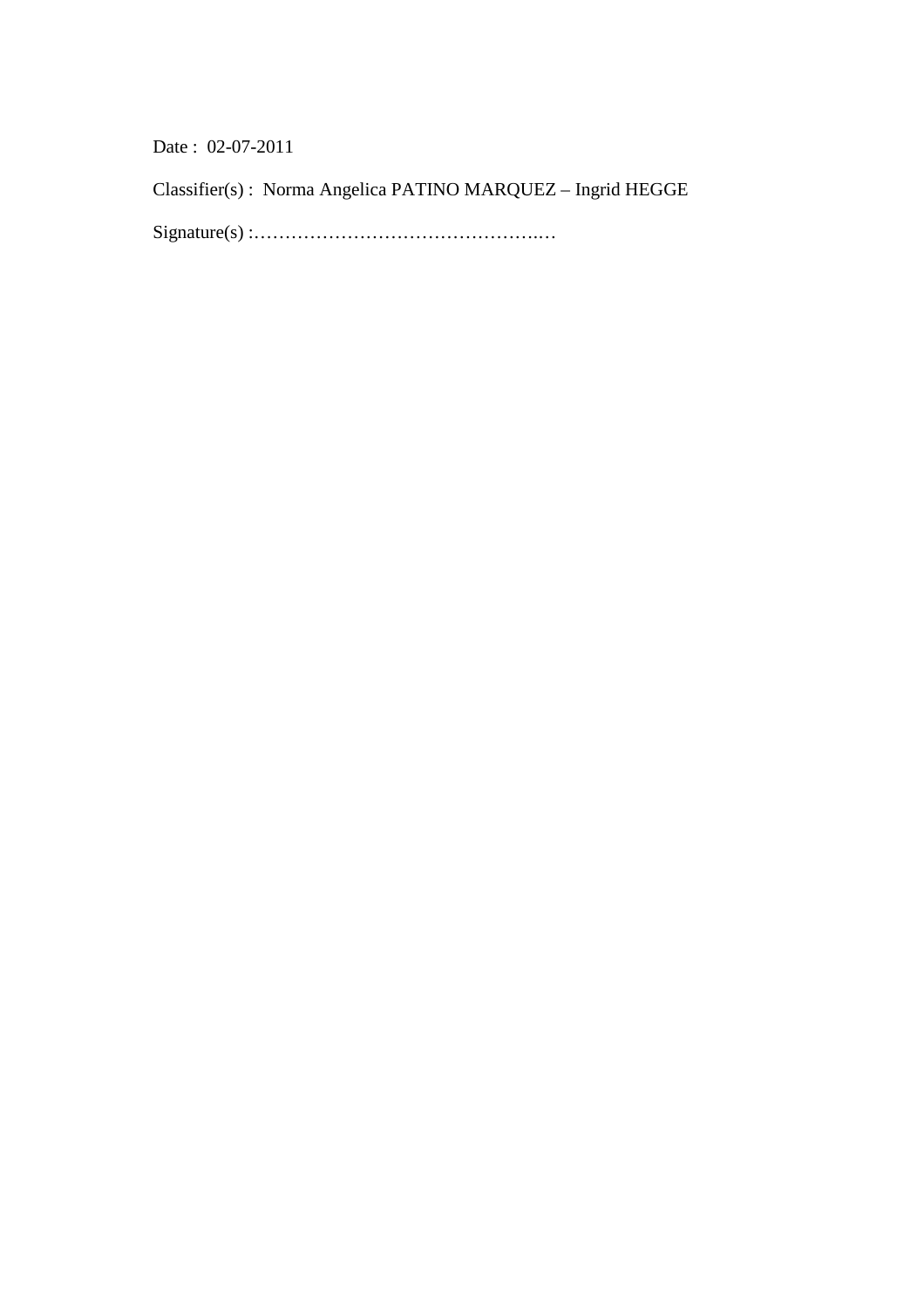Date : 02-07-2011

Classifier(s) : Norma Angelica PATINO MARQUEZ – Ingrid HEGGE

Signature(s) :………………………………………..…